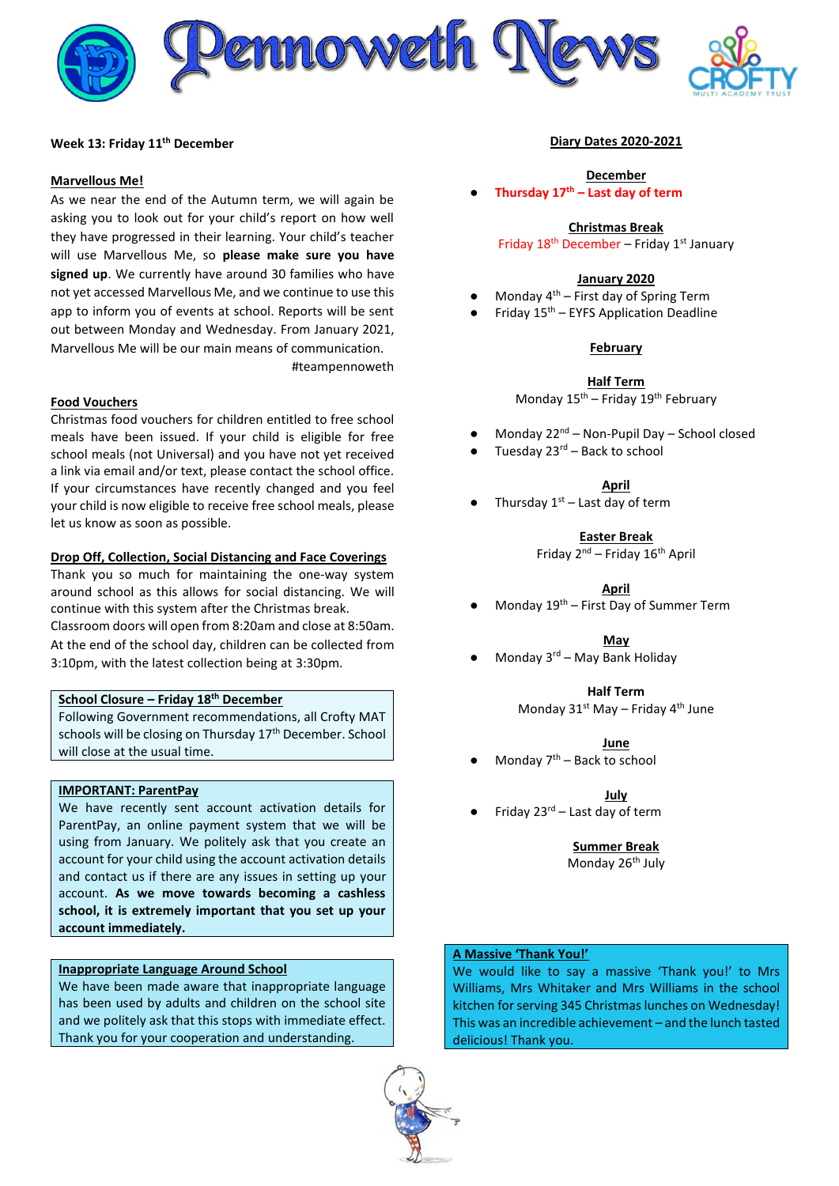# Pennoweth News

**Week 13: Friday 11th December**

**Marvellous Me!**

As we near the end of the Autumn term, we will again be asking you to look out for your child's report on how well they have progressed in their learning. Your child's teacher will use Marvellous Me, so **please make sure you have signed up**. We currently have around 30 families who have not yet accessed Marvellous Me, and we continue to use this app to inform you of events at school. Reports will be sent out between Monday and Wednesday. From January 2021, Marvellous Me will be our main means of communication.

#teampennoweth

**Food Vouchers**

Christmas food vouchers for children entitled to free school meals have been issued. If your child is eligible for free school meals (not Universal) and you have not yet received a link via email and/or text, please contact the school office. If your circumstances have recently changed and you feel your child is now eligible to receive free school meals, please let us know as soon as possible.

**Drop Off, Collection, Social Distancing and Face Coverings**

Thank you so much for maintaining the one-way system around school as this allows for social distancing. We will continue with this system after the Christmas break.

Classroom doors will open from 8:20am and close at 8:50am.

At the end of the school day, children can be collected from 3:10pm, with the latest collection being at 3:30pm.

**School Closure – Friday 18th December**

Following Government recommendations, all Crofty MAT schools will be closing on Thursday 17th December. School will close at the usual time.

**IMPORTANT: ParentPay**

We have recently sent account activation details for ParentPay, an online payment system that we will be using from January. We politely ask that you create an account for your child using the account activation details and contact us if there are any issues in setting up your account. **As we move towards becoming a cashless school, it is extremely important that you set up your account immediately.**

**Inappropriate Language Around School**

We have been made aware that inappropriate language has been used by adults and children on the school site and we politely ask that this stops with immediate effect. Thank you for your cooperation and understanding.

## Diary Dates 2020-2021

**December**

- **Thursday 17th – Last day of term**

**Christmas Break**

Friday 18th December – Friday 1st January

**January 2020**

- Monday 4th – First day of Spring Term
- Friday 15th – EYFS Application Deadline

**February**

**Half Term**

Monday 15th – Friday 19th February

- Monday 22nd – Non-Pupil Day – School closed
- Tuesday 23rd – Back to school

**April**

- Thursday 1st – Last day of term

**Easter Break**

Friday 2nd – Friday 16th April

**April**

- Monday 19th – First Day of Summer Term

**May**

- Monday 3rd – May Bank Holiday

**Half Term**

Monday 31st May – Friday 4th June

**June**

- Monday 7th – Back to school

**July**

- Friday 23rd – Last day of term

**Summer Break**

Monday 26th July

**A Massive 'Thank You!'**

We would like to say a massive 'Thank you!' to Mrs Williams, Mrs Whitaker and Mrs Williams in the school kitchen for serving 345 Christmas lunches on Wednesday! This was an incredible achievement – and the lunch tasted delicious! Thank you.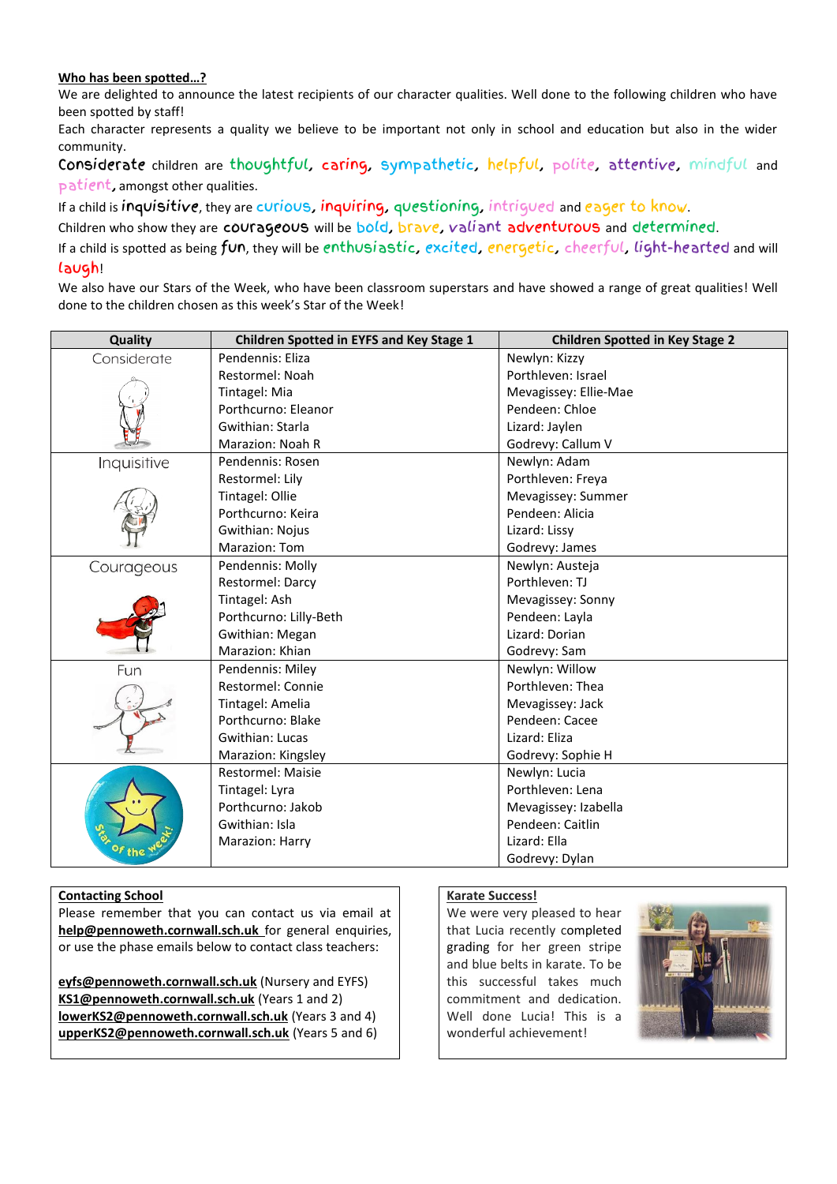**Who has been spotted…?**

We are delighted to announce the latest recipients of our character qualities. Well done to the following children who have been spotted by staff!

Each character represents a quality we believe to be important not only in school and education but also in the wider community.

**Considerate** children are thoughtful, caring, sympathetic, helpful, polite, attentive, mindful and patient, amongst other qualities.

If a child is **inquisitive**, they are curious, inquiring, questioning, intrigued and eager to know.

Children who show they are **courageous** will be bold, brave, valiant adventurous and determined.

If a child is spotted as being **fun**, they will be enthusiastic, excited, energetic, cheerful, light-hearted and will laugh!

We also have our Stars of the Week, who have been classroom superstars and have showed a range of great qualities! Well done to the children chosen as this week's Star of the Week!

| Quality | Children Spotted in EYFS and Key Stage 1 | Children Spotted in Key Stage 2 |
|---|---|---|
| Considerate | Pendennis: Eliza<br>Restormel: Noah<br>Tintagel: Mia<br>Porthcurno: Eleanor<br>Gwithian: Starla<br>Marazion: Noah R | Newlyn: Kizzy<br>Porthleven: Israel<br>Mevagissey: Ellie-Mae<br>Pendeen: Chloe<br>Lizard: Jaylen<br>Godrevy: Callum V |
| Inquisitive | Pendennis: Rosen<br>Restormel: Lily<br>Tintagel: Ollie<br>Porthcurno: Keira<br>Gwithian: Nojus<br>Marazion: Tom | Newlyn: Adam<br>Porthleven: Freya<br>Mevagissey: Summer<br>Pendeen: Alicia<br>Lizard: Lissy<br>Godrevy: James |
| Courageous | Pendennis: Molly<br>Restormel: Darcy<br>Tintagel: Ash<br>Porthcurno: Lilly-Beth<br>Gwithian: Megan<br>Marazion: Khian | Newlyn: Austeja<br>Porthleven: TJ<br>Mevagissey: Sonny<br>Pendeen: Layla<br>Lizard: Dorian<br>Godrevy: Sam |
| Fun | Pendennis: Miley<br>Restormel: Connie<br>Tintagel: Amelia<br>Porthcurno: Blake<br>Gwithian: Lucas<br>Marazion: Kingsley | Newlyn: Willow<br>Porthleven: Thea<br>Mevagissey: Jack<br>Pendeen: Cacee<br>Lizard: Eliza<br>Godrevy: Sophie H |
| Star of the week! | Restormel: Maisie<br>Tintagel: Lyra<br>Porthcurno: Jakob<br>Gwithian: Isla<br>Marazion: Harry | Newlyn: Lucia<br>Porthleven: Lena<br>Mevagissey: Izabella<br>Pendeen: Caitlin<br>Lizard: Ella<br>Godrevy: Dylan |

**Contacting School**

Please remember that you can contact us via email at **help@pennoweth.cornwall.sch.uk** for general enquiries, or use the phase emails below to contact class teachers:

**eyfs@pennoweth.cornwall.sch.uk** (Nursery and EYFS)
**KS1@pennoweth.cornwall.sch.uk** (Years 1 and 2)
**lowerKS2@pennoweth.cornwall.sch.uk** (Years 3 and 4)
**upperKS2@pennoweth.cornwall.sch.uk** (Years 5 and 6)

**Karate Success!**

We were very pleased to hear that Lucia recently completed grading for her green stripe and blue belts in karate. To be this successful takes much commitment and dedication. Well done Lucia! This is a wonderful achievement!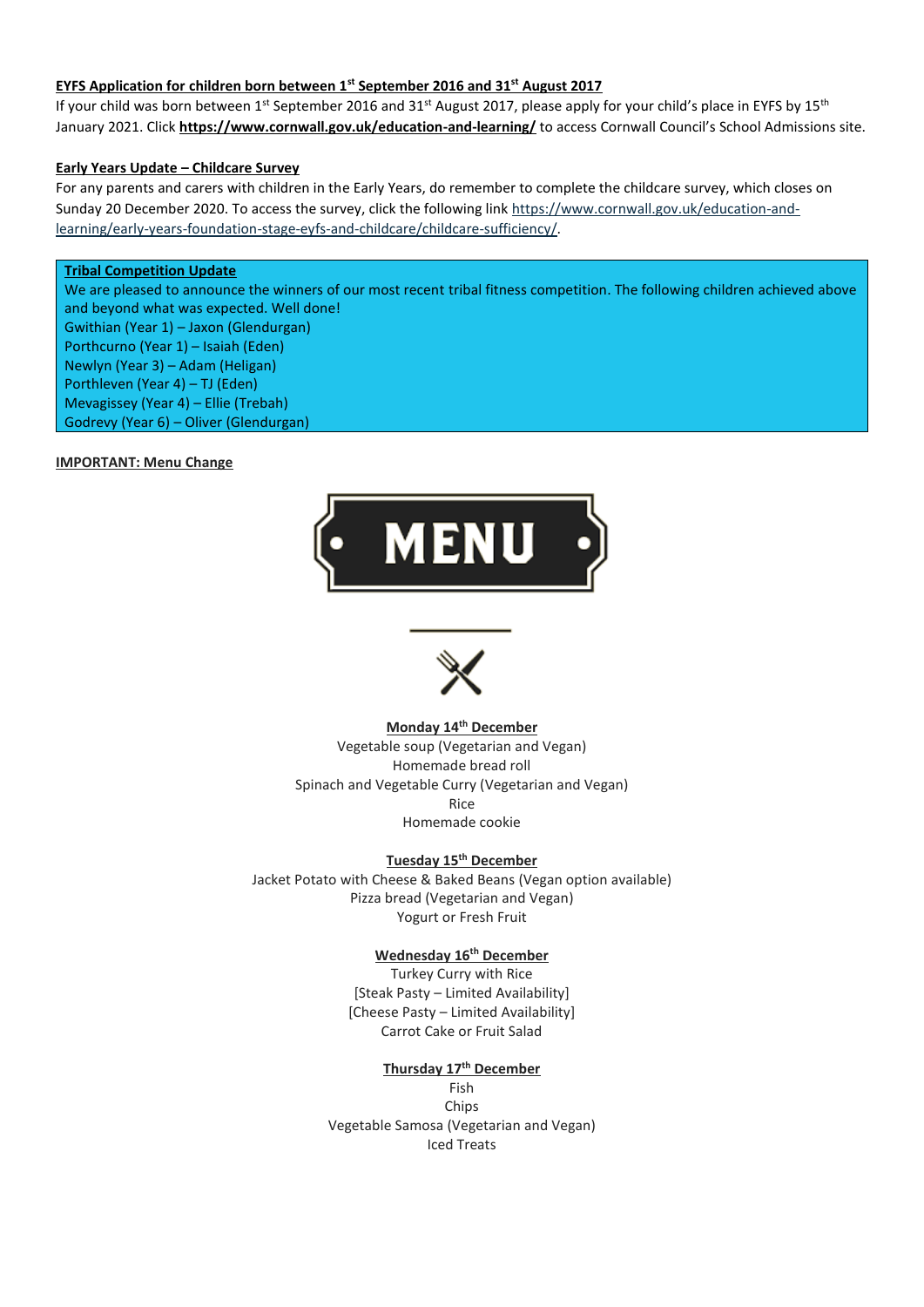**EYFS Application for children born between 1st September 2016 and 31st August 2017**

If your child was born between 1st September 2016 and 31st August 2017, please apply for your child's place in EYFS by 15th January 2021. Click **https://www.cornwall.gov.uk/education-and-learning/** to access Cornwall Council's School Admissions site.

**Early Years Update – Childcare Survey**

For any parents and carers with children in the Early Years, do remember to complete the childcare survey, which closes on Sunday 20 December 2020. To access the survey, click the following link https://www.cornwall.gov.uk/education-and-learning/early-years-foundation-stage-eyfs-and-childcare/childcare-sufficiency/.

**Tribal Competition Update**

We are pleased to announce the winners of our most recent tribal fitness competition. The following children achieved above and beyond what was expected. Well done!

Gwithian (Year 1) – Jaxon (Glendurgan)
Porthcurno (Year 1) – Isaiah (Eden)
Newlyn (Year 3) – Adam (Heligan)
Porthleven (Year 4) – TJ (Eden)
Mevagissey (Year 4) – Ellie (Trebah)
Godrevy (Year 6) – Oliver (Glendurgan)

**IMPORTANT: Menu Change**

MENU

**Monday 14th December**
Vegetable soup (Vegetarian and Vegan)
Homemade bread roll
Spinach and Vegetable Curry (Vegetarian and Vegan)
Rice
Homemade cookie

**Tuesday 15th December**
Jacket Potato with Cheese & Baked Beans (Vegan option available)
Pizza bread (Vegetarian and Vegan)
Yogurt or Fresh Fruit

**Wednesday 16th December**
Turkey Curry with Rice
[Steak Pasty – Limited Availability]
[Cheese Pasty – Limited Availability]
Carrot Cake or Fruit Salad

**Thursday 17th December**
Fish
Chips
Vegetable Samosa (Vegetarian and Vegan)
Iced Treats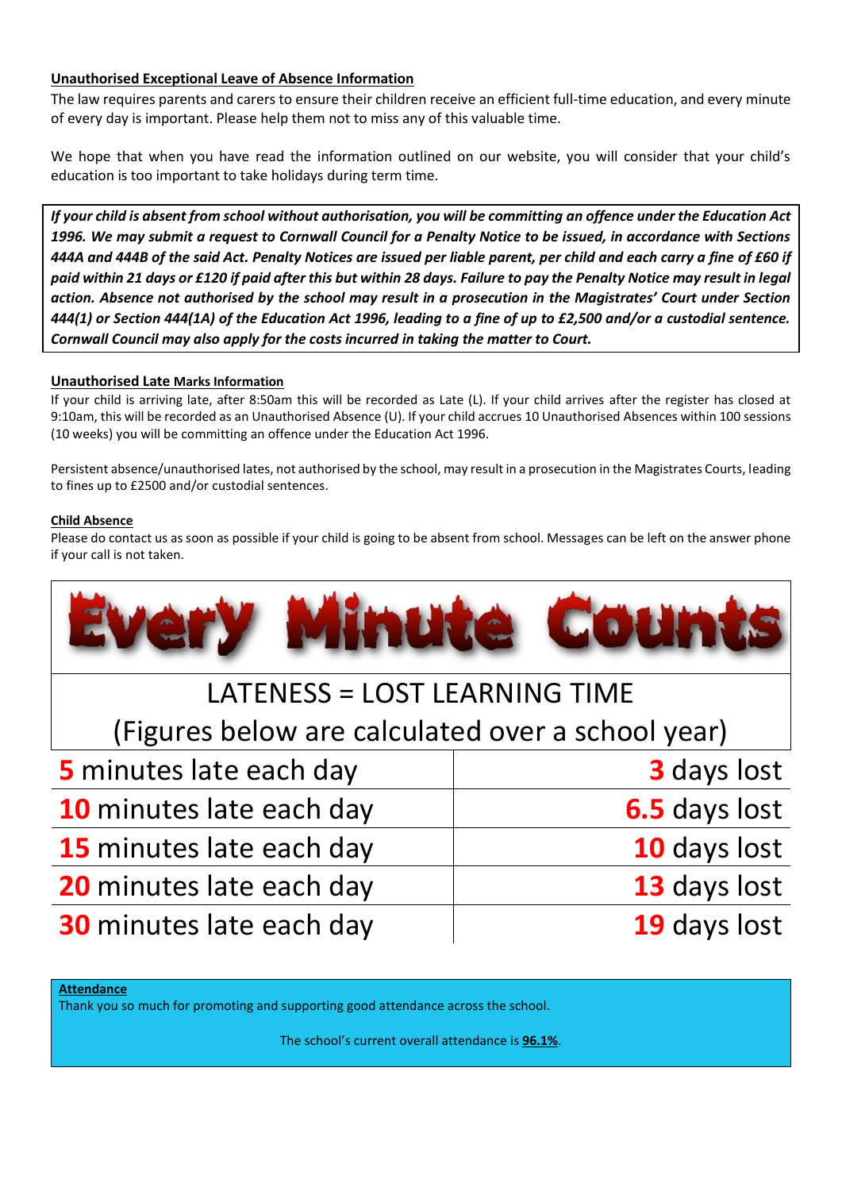**Unauthorised Exceptional Leave of Absence Information**

The law requires parents and carers to ensure their children receive an efficient full-time education, and every minute of every day is important. Please help them not to miss any of this valuable time.

We hope that when you have read the information outlined on our website, you will consider that your child's education is too important to take holidays during term time.

***If your child is absent from school without authorisation, you will be committing an offence under the Education Act 1996. We may submit a request to Cornwall Council for a Penalty Notice to be issued, in accordance with Sections 444A and 444B of the said Act. Penalty Notices are issued per liable parent, per child and each carry a fine of £60 if paid within 21 days or £120 if paid after this but within 28 days. Failure to pay the Penalty Notice may result in legal action. Absence not authorised by the school may result in a prosecution in the Magistrates' Court under Section 444(1) or Section 444(1A) of the Education Act 1996, leading to a fine of up to £2,500 and/or a custodial sentence. Cornwall Council may also apply for the costs incurred in taking the matter to Court.***

**Unauthorised Late Marks Information**

If your child is arriving late, after 8:50am this will be recorded as Late (L). If your child arrives after the register has closed at 9:10am, this will be recorded as an Unauthorised Absence (U). If your child accrues 10 Unauthorised Absences within 100 sessions (10 weeks) you will be committing an offence under the Education Act 1996.

Persistent absence/unauthorised lates, not authorised by the school, may result in a prosecution in the Magistrates Courts, leading to fines up to £2500 and/or custodial sentences.

**Child Absence**

Please do contact us as soon as possible if your child is going to be absent from school. Messages can be left on the answer phone if your call is not taken.

## Every Minute Counts

LATENESS = LOST LEARNING TIME

(Figures below are calculated over a school year)

| | |
|---|---|
| **5** minutes late each day | **3** days lost |
| **10** minutes late each day | **6.5** days lost |
| **15** minutes late each day | **10** days lost |
| **20** minutes late each day | **13** days lost |
| **30** minutes late each day | **19** days lost |

**Attendance**

Thank you so much for promoting and supporting good attendance across the school.

The school's current overall attendance is **96.1%**.